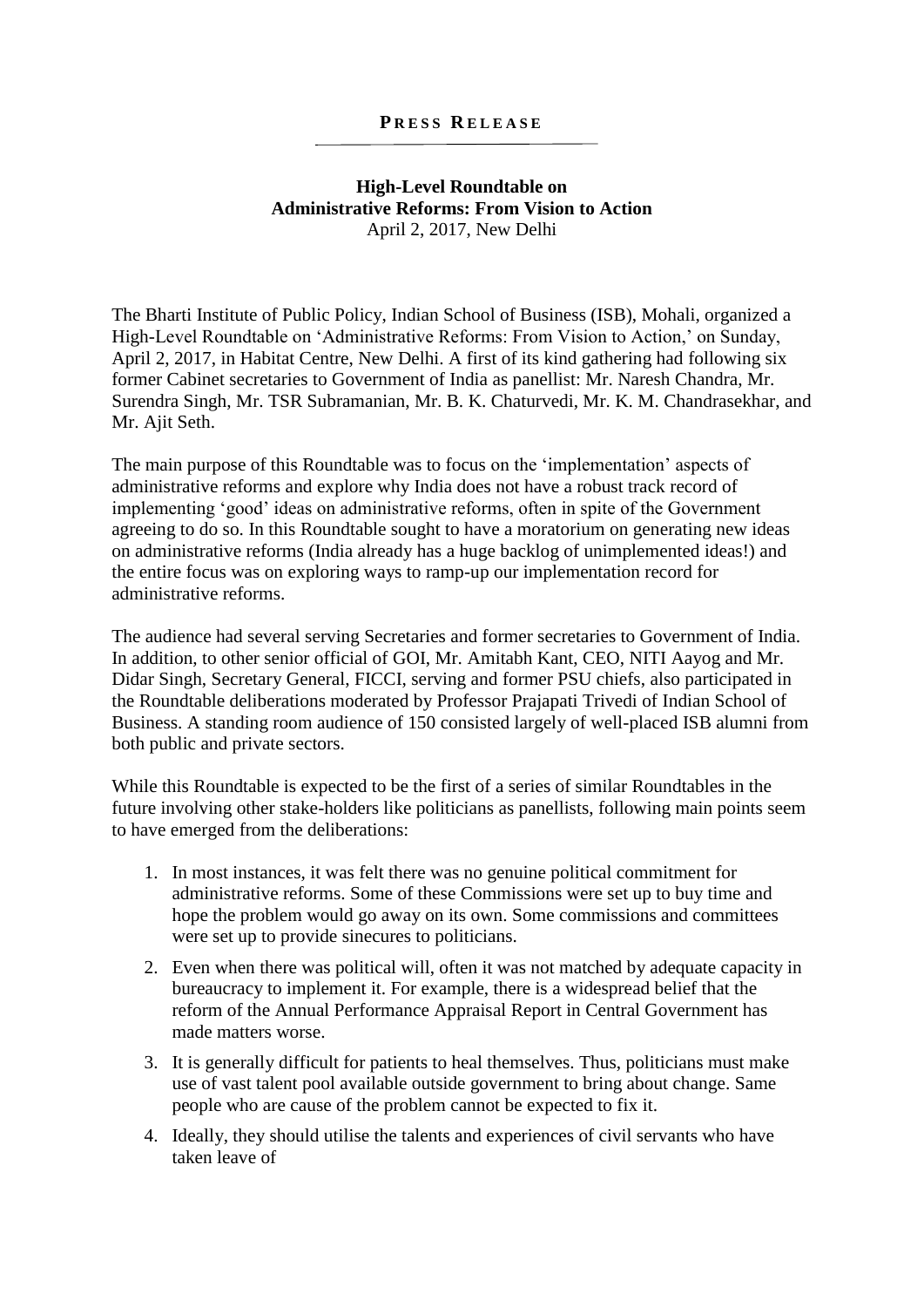# PRESS RELEASE

**High-Level Roundtable on**
**Administrative Reforms: From Vision to Action**
April 2, 2017, New Delhi

The Bharti Institute of Public Policy, Indian School of Business (ISB), Mohali, organized a High-Level Roundtable on 'Administrative Reforms: From Vision to Action,' on Sunday, April 2, 2017, in Habitat Centre, New Delhi. A first of its kind gathering had following six former Cabinet secretaries to Government of India as panellist: Mr. Naresh Chandra, Mr. Surendra Singh, Mr. TSR Subramanian, Mr. B. K. Chaturvedi, Mr. K. M. Chandrasekhar, and Mr. Ajit Seth.

The main purpose of this Roundtable was to focus on the 'implementation' aspects of administrative reforms and explore why India does not have a robust track record of implementing 'good' ideas on administrative reforms, often in spite of the Government agreeing to do so. In this Roundtable sought to have a moratorium on generating new ideas on administrative reforms (India already has a huge backlog of unimplemented ideas!) and the entire focus was on exploring ways to ramp-up our implementation record for administrative reforms.

The audience had several serving Secretaries and former secretaries to Government of India. In addition, to other senior official of GOI, Mr. Amitabh Kant, CEO, NITI Aayog and Mr. Didar Singh, Secretary General, FICCI, serving and former PSU chiefs, also participated in the Roundtable deliberations moderated by Professor Prajapati Trivedi of Indian School of Business. A standing room audience of 150 consisted largely of well-placed ISB alumni from both public and private sectors.

While this Roundtable is expected to be the first of a series of similar Roundtables in the future involving other stake-holders like politicians as panellists, following main points seem to have emerged from the deliberations:

1. In most instances, it was felt there was no genuine political commitment for administrative reforms. Some of these Commissions were set up to buy time and hope the problem would go away on its own. Some commissions and committees were set up to provide sinecures to politicians.
2. Even when there was political will, often it was not matched by adequate capacity in bureaucracy to implement it. For example, there is a widespread belief that the reform of the Annual Performance Appraisal Report in Central Government has made matters worse.
3. It is generally difficult for patients to heal themselves. Thus, politicians must make use of vast talent pool available outside government to bring about change. Same people who are cause of the problem cannot be expected to fix it.
4. Ideally, they should utilise the talents and experiences of civil servants who have taken leave of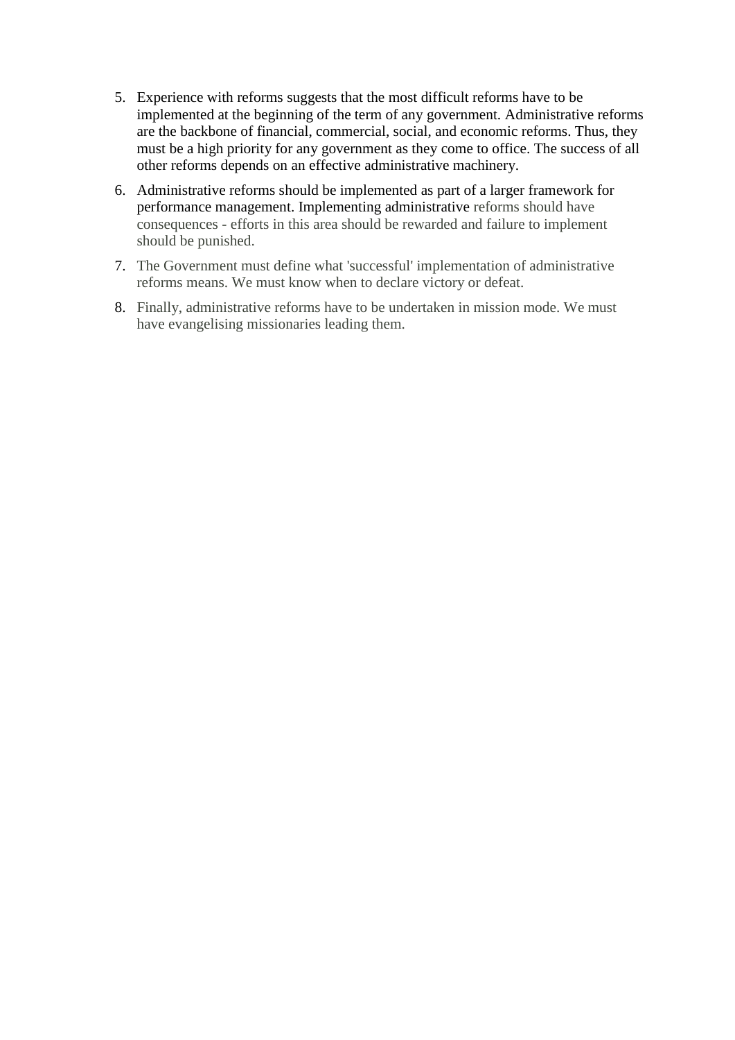5. Experience with reforms suggests that the most difficult reforms have to be implemented at the beginning of the term of any government. Administrative reforms are the backbone of financial, commercial, social, and economic reforms. Thus, they must be a high priority for any government as they come to office. The success of all other reforms depends on an effective administrative machinery.
6. Administrative reforms should be implemented as part of a larger framework for performance management. Implementing administrative reforms should have consequences - efforts in this area should be rewarded and failure to implement should be punished.
7. The Government must define what 'successful' implementation of administrative reforms means. We must know when to declare victory or defeat.
8. Finally, administrative reforms have to be undertaken in mission mode. We must have evangelising missionaries leading them.